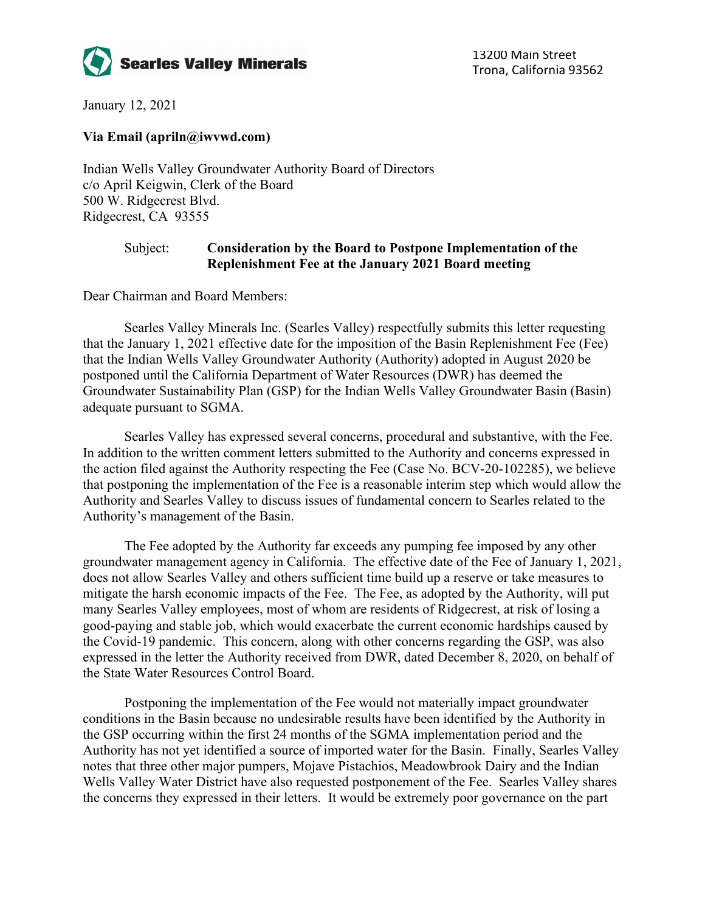Searles Valley Minerals

13200 Main Street
Trona, California 93562

January 12, 2021

**Via Email (apriln@iwvwd.com)**

Indian Wells Valley Groundwater Authority Board of Directors
c/o April Keigwin, Clerk of the Board
500 W. Ridgecrest Blvd.
Ridgecrest, CA 93555

Subject: **Consideration by the Board to Postpone Implementation of the Replenishment Fee at the January 2021 Board meeting**

Dear Chairman and Board Members:

Searles Valley Minerals Inc. (Searles Valley) respectfully submits this letter requesting that the January 1, 2021 effective date for the imposition of the Basin Replenishment Fee (Fee) that the Indian Wells Valley Groundwater Authority (Authority) adopted in August 2020 be postponed until the California Department of Water Resources (DWR) has deemed the Groundwater Sustainability Plan (GSP) for the Indian Wells Valley Groundwater Basin (Basin) adequate pursuant to SGMA.

Searles Valley has expressed several concerns, procedural and substantive, with the Fee. In addition to the written comment letters submitted to the Authority and concerns expressed in the action filed against the Authority respecting the Fee (Case No. BCV-20-102285), we believe that postponing the implementation of the Fee is a reasonable interim step which would allow the Authority and Searles Valley to discuss issues of fundamental concern to Searles related to the Authority's management of the Basin.

The Fee adopted by the Authority far exceeds any pumping fee imposed by any other groundwater management agency in California. The effective date of the Fee of January 1, 2021, does not allow Searles Valley and others sufficient time build up a reserve or take measures to mitigate the harsh economic impacts of the Fee. The Fee, as adopted by the Authority, will put many Searles Valley employees, most of whom are residents of Ridgecrest, at risk of losing a good-paying and stable job, which would exacerbate the current economic hardships caused by the Covid-19 pandemic. This concern, along with other concerns regarding the GSP, was also expressed in the letter the Authority received from DWR, dated December 8, 2020, on behalf of the State Water Resources Control Board.

Postponing the implementation of the Fee would not materially impact groundwater conditions in the Basin because no undesirable results have been identified by the Authority in the GSP occurring within the first 24 months of the SGMA implementation period and the Authority has not yet identified a source of imported water for the Basin. Finally, Searles Valley notes that three other major pumpers, Mojave Pistachios, Meadowbrook Dairy and the Indian Wells Valley Water District have also requested postponement of the Fee. Searles Valley shares the concerns they expressed in their letters. It would be extremely poor governance on the part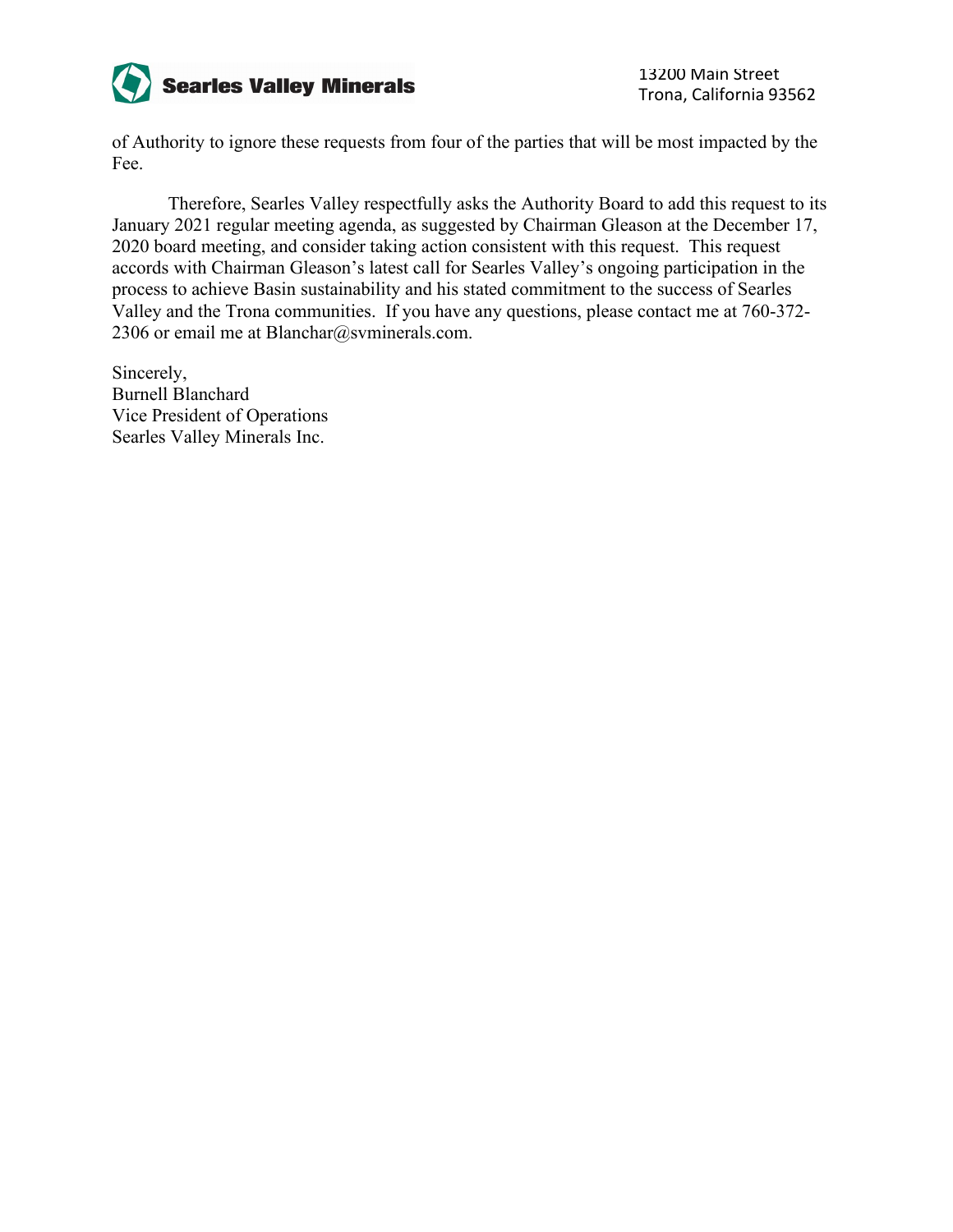of Authority to ignore these requests from four of the parties that will be most impacted by the Fee.

Therefore, Searles Valley respectfully asks the Authority Board to add this request to its January 2021 regular meeting agenda, as suggested by Chairman Gleason at the December 17, 2020 board meeting, and consider taking action consistent with this request. This request accords with Chairman Gleason's latest call for Searles Valley's ongoing participation in the process to achieve Basin sustainability and his stated commitment to the success of Searles Valley and the Trona communities. If you have any questions, please contact me at 760-372-2306 or email me at Blanchar@svminerals.com.

Sincerely,
Burnell Blanchard
Vice President of Operations
Searles Valley Minerals Inc.